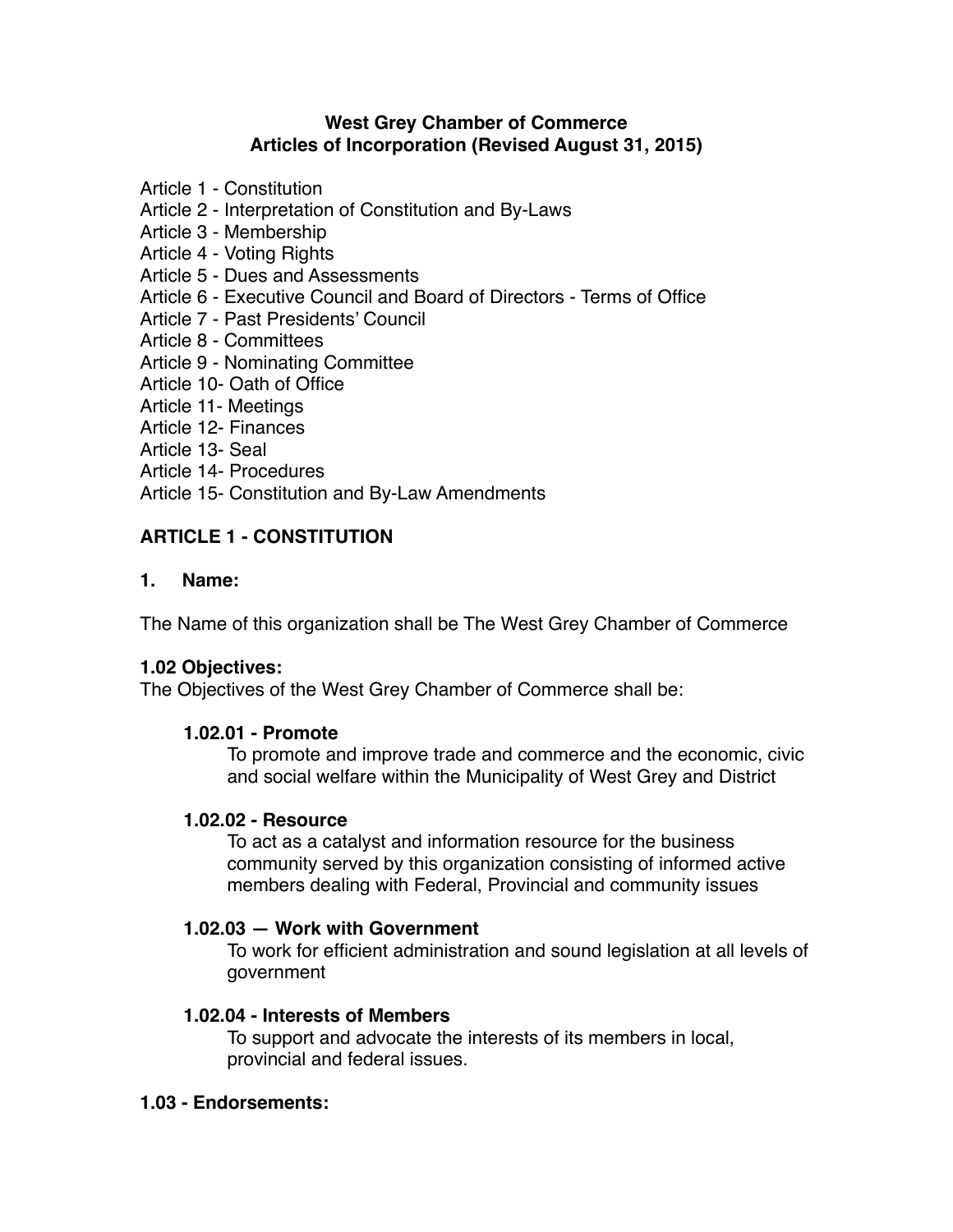# West Grey Chamber of Commerce
## Articles of Incorporation (Revised August 31, 2015)

Article 1 - Constitution
Article 2 - Interpretation of Constitution and By-Laws
Article 3 - Membership
Article 4 - Voting Rights
Article 5 - Dues and Assessments
Article 6 - Executive Council and Board of Directors - Terms of Office
Article 7 - Past Presidents' Council
Article 8 - Committees
Article 9 - Nominating Committee
Article 10- Oath of Office
Article 11- Meetings
Article 12- Finances
Article 13- Seal
Article 14- Procedures
Article 15- Constitution and By-Law Amendments

## ARTICLE 1 - CONSTITUTION

### 1. Name:

The Name of this organization shall be The West Grey Chamber of Commerce

### 1.02 Objectives:

The Objectives of the West Grey Chamber of Commerce shall be:

**1.02.01 - Promote**
To promote and improve trade and commerce and the economic, civic and social welfare within the Municipality of West Grey and District

**1.02.02 - Resource**
To act as a catalyst and information resource for the business community served by this organization consisting of informed active members dealing with Federal, Provincial and community issues

**1.02.03 — Work with Government**
To work for efficient administration and sound legislation at all levels of government

**1.02.04 - Interests of Members**
To support and advocate the interests of its members in local, provincial and federal issues.

### 1.03 - Endorsements: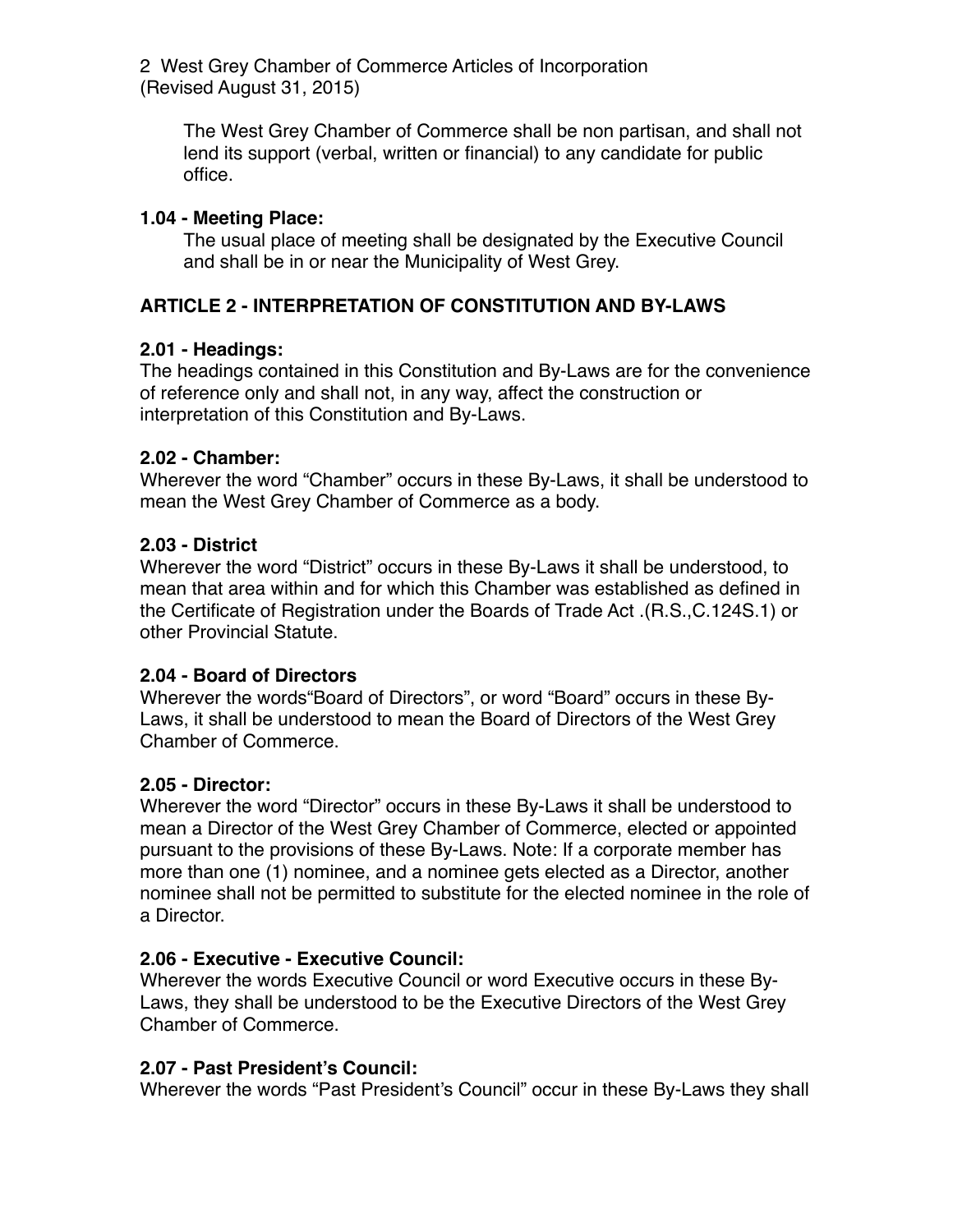The West Grey Chamber of Commerce shall be non partisan, and shall not lend its support (verbal, written or financial) to any candidate for public office.

**1.04 - Meeting Place:**

The usual place of meeting shall be designated by the Executive Council and shall be in or near the Municipality of West Grey.

## ARTICLE 2 - INTERPRETATION OF CONSTITUTION AND BY-LAWS

**2.01 - Headings:**

The headings contained in this Constitution and By-Laws are for the convenience of reference only and shall not, in any way, affect the construction or interpretation of this Constitution and By-Laws.

**2.02 - Chamber:**

Wherever the word "Chamber" occurs in these By-Laws, it shall be understood to mean the West Grey Chamber of Commerce as a body.

**2.03 - District**

Wherever the word "District" occurs in these By-Laws it shall be understood, to mean that area within and for which this Chamber was established as defined in the Certificate of Registration under the Boards of Trade Act .(R.S.,C.124S.1) or other Provincial Statute.

**2.04 - Board of Directors**

Wherever the words"Board of Directors", or word "Board" occurs in these By-Laws, it shall be understood to mean the Board of Directors of the West Grey Chamber of Commerce.

**2.05 - Director:**

Wherever the word "Director" occurs in these By-Laws it shall be understood to mean a Director of the West Grey Chamber of Commerce, elected or appointed pursuant to the provisions of these By-Laws. Note: If a corporate member has more than one (1) nominee, and a nominee gets elected as a Director, another nominee shall not be permitted to substitute for the elected nominee in the role of a Director.

**2.06 - Executive - Executive Council:**

Wherever the words Executive Council or word Executive occurs in these By-Laws, they shall be understood to be the Executive Directors of the West Grey Chamber of Commerce.

**2.07 - Past President's Council:**

Wherever the words "Past President's Council" occur in these By-Laws they shall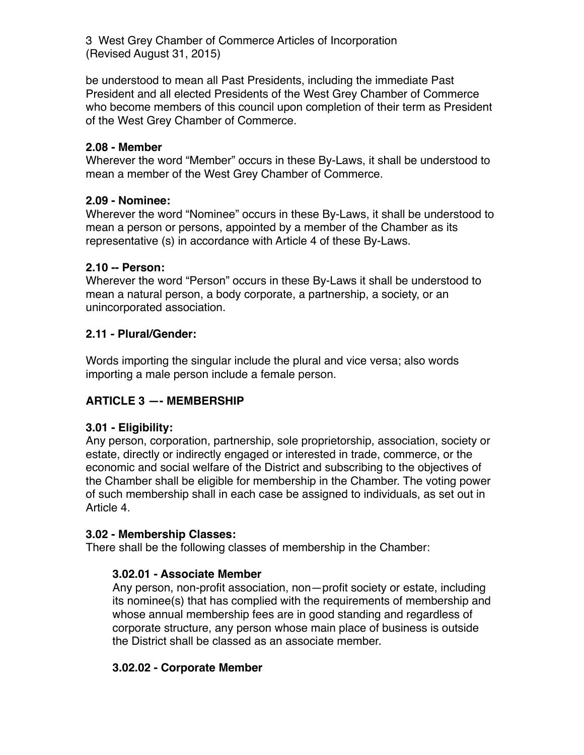be understood to mean all Past Presidents, including the immediate Past President and all elected Presidents of the West Grey Chamber of Commerce who become members of this council upon completion of their term as President of the West Grey Chamber of Commerce.

**2.08 - Member**

Wherever the word “Member” occurs in these By-Laws, it shall be understood to mean a member of the West Grey Chamber of Commerce.

**2.09 - Nominee:**

Wherever the word “Nominee” occurs in these By-Laws, it shall be understood to mean a person or persons, appointed by a member of the Chamber as its representative (s) in accordance with Article 4 of these By-Laws.

**2.10 -- Person:**

Wherever the word “Person” occurs in these By-Laws it shall be understood to mean a natural person, a body corporate, a partnership, a society, or an unincorporated association.

**2.11 - Plural/Gender:**

Words importing the singular include the plural and vice versa; also words importing a male person include a female person.

## ARTICLE 3 —- MEMBERSHIP

**3.01 - Eligibility:**

Any person, corporation, partnership, sole proprietorship, association, society or estate, directly or indirectly engaged or interested in trade, commerce, or the economic and social welfare of the District and subscribing to the objectives of the Chamber shall be eligible for membership in the Chamber. The voting power of such membership shall in each case be assigned to individuals, as set out in Article 4.

**3.02 - Membership Classes:**

There shall be the following classes of membership in the Chamber:

**3.02.01 - Associate Member**

Any person, non-profit association, non—profit society or estate, including its nominee(s) that has complied with the requirements of membership and whose annual membership fees are in good standing and regardless of corporate structure, any person whose main place of business is outside the District shall be classed as an associate member.

**3.02.02 - Corporate Member**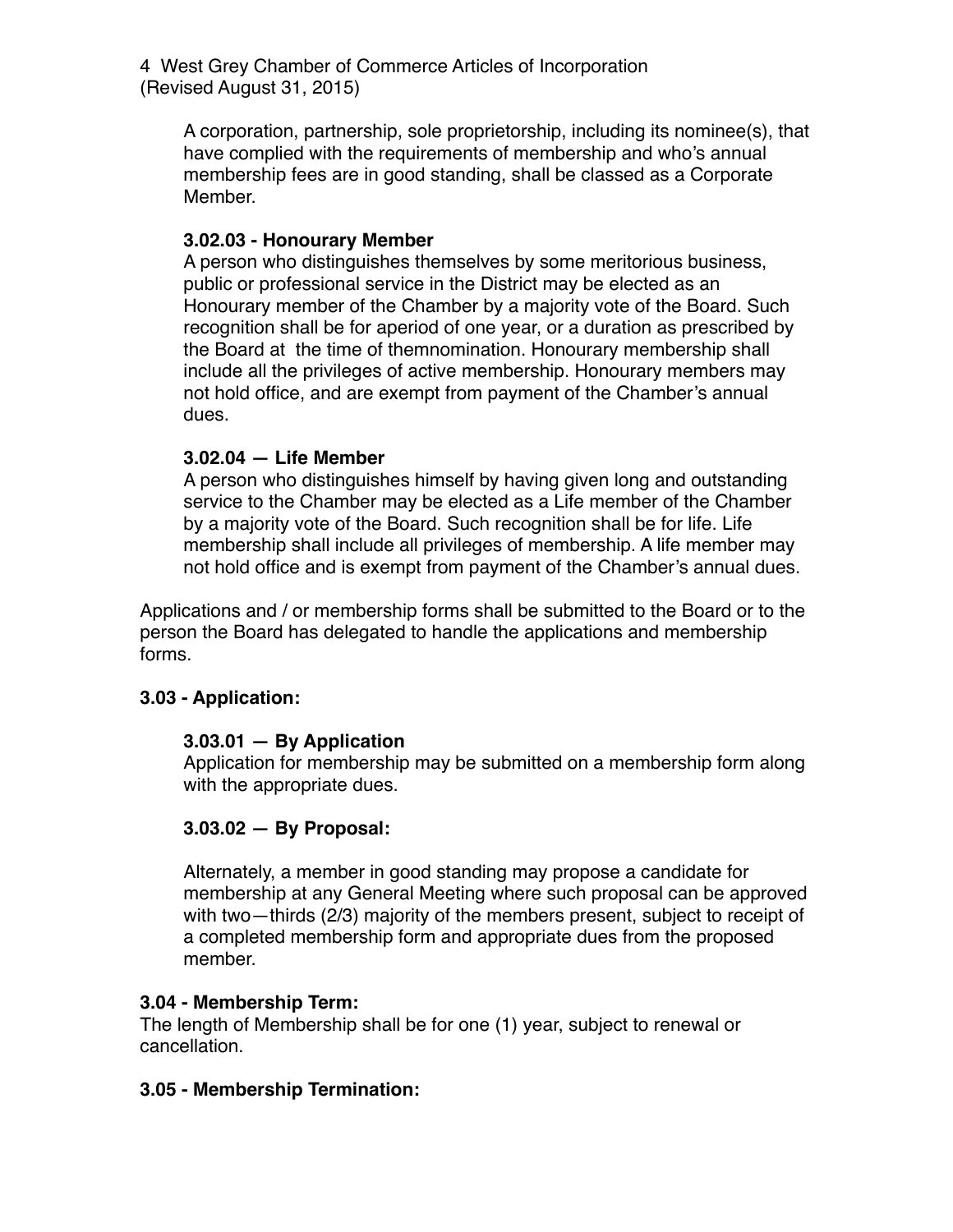A corporation, partnership, sole proprietorship, including its nominee(s), that have complied with the requirements of membership and who's annual membership fees are in good standing, shall be classed as a Corporate Member.

**3.02.03 - Honourary Member**

A person who distinguishes themselves by some meritorious business, public or professional service in the District may be elected as an Honourary member of the Chamber by a majority vote of the Board. Such recognition shall be for aperiod of one year, or a duration as prescribed by the Board at the time of themnomination. Honourary membership shall include all the privileges of active membership. Honourary members may not hold office, and are exempt from payment of the Chamber's annual dues.

**3.02.04 — Life Member**

A person who distinguishes himself by having given long and outstanding service to the Chamber may be elected as a Life member of the Chamber by a majority vote of the Board. Such recognition shall be for life. Life membership shall include all privileges of membership. A life member may not hold office and is exempt from payment of the Chamber's annual dues.

Applications and / or membership forms shall be submitted to the Board or to the person the Board has delegated to handle the applications and membership forms.

**3.03 - Application:**

**3.03.01 — By Application**

Application for membership may be submitted on a membership form along with the appropriate dues.

**3.03.02 — By Proposal:**

Alternately, a member in good standing may propose a candidate for membership at any General Meeting where such proposal can be approved with two—thirds (2/3) majority of the members present, subject to receipt of a completed membership form and appropriate dues from the proposed member.

**3.04 - Membership Term:**

The length of Membership shall be for one (1) year, subject to renewal or cancellation.

**3.05 - Membership Termination:**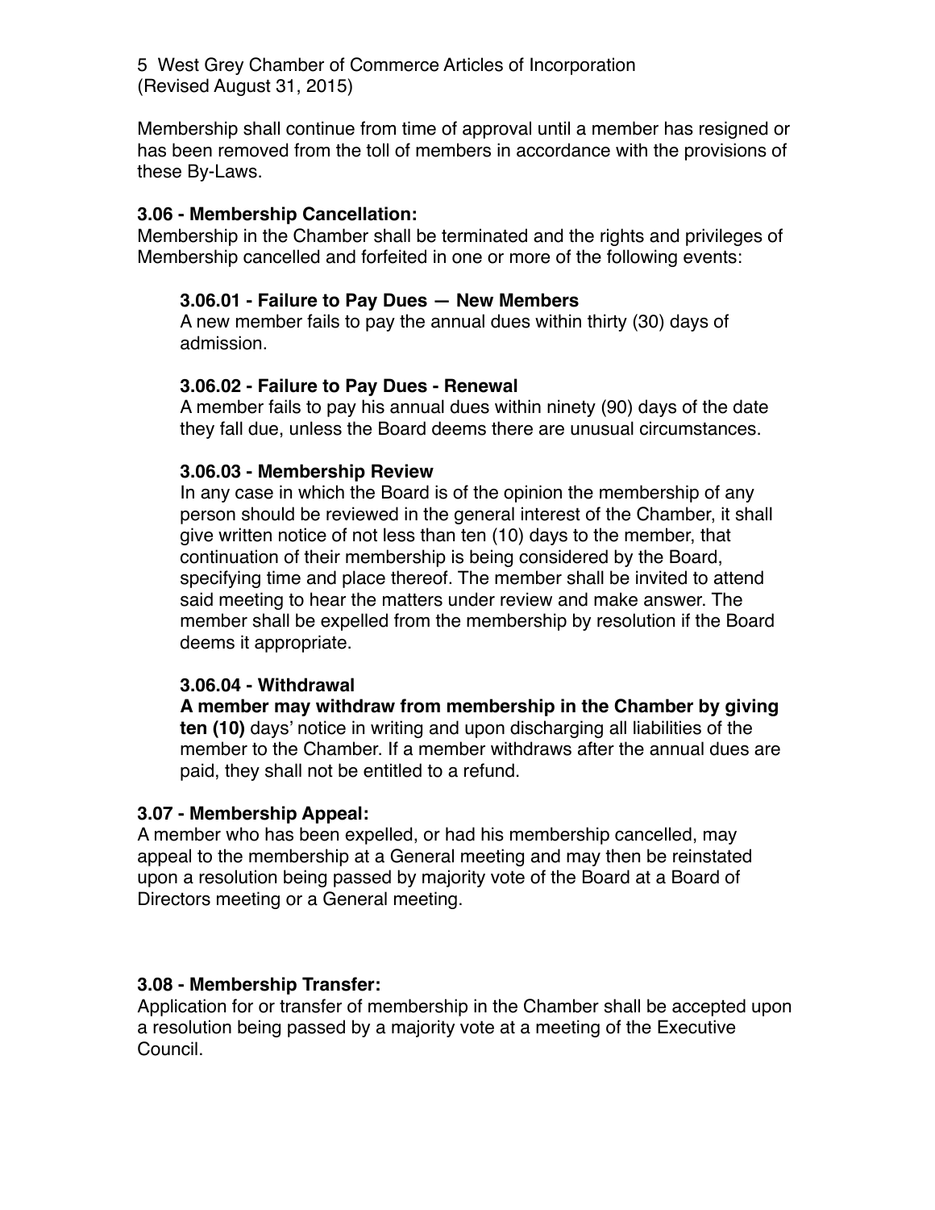Membership shall continue from time of approval until a member has resigned or has been removed from the toll of members in accordance with the provisions of these By-Laws.

**3.06 - Membership Cancellation:**
Membership in the Chamber shall be terminated and the rights and privileges of Membership cancelled and forfeited in one or more of the following events:

**3.06.01 - Failure to Pay Dues — New Members**
A new member fails to pay the annual dues within thirty (30) days of admission.

**3.06.02 - Failure to Pay Dues - Renewal**
A member fails to pay his annual dues within ninety (90) days of the date they fall due, unless the Board deems there are unusual circumstances.

**3.06.03 - Membership Review**
In any case in which the Board is of the opinion the membership of any person should be reviewed in the general interest of the Chamber, it shall give written notice of not less than ten (10) days to the member, that continuation of their membership is being considered by the Board, specifying time and place thereof. The member shall be invited to attend said meeting to hear the matters under review and make answer. The member shall be expelled from the membership by resolution if the Board deems it appropriate.

**3.06.04 - Withdrawal**
**A member may withdraw from membership in the Chamber by giving ten (10)** days' notice in writing and upon discharging all liabilities of the member to the Chamber. If a member withdraws after the annual dues are paid, they shall not be entitled to a refund.

**3.07 - Membership Appeal:**
A member who has been expelled, or had his membership cancelled, may appeal to the membership at a General meeting and may then be reinstated upon a resolution being passed by majority vote of the Board at a Board of Directors meeting or a General meeting.

**3.08 - Membership Transfer:**
Application for or transfer of membership in the Chamber shall be accepted upon a resolution being passed by a majority vote at a meeting of the Executive Council.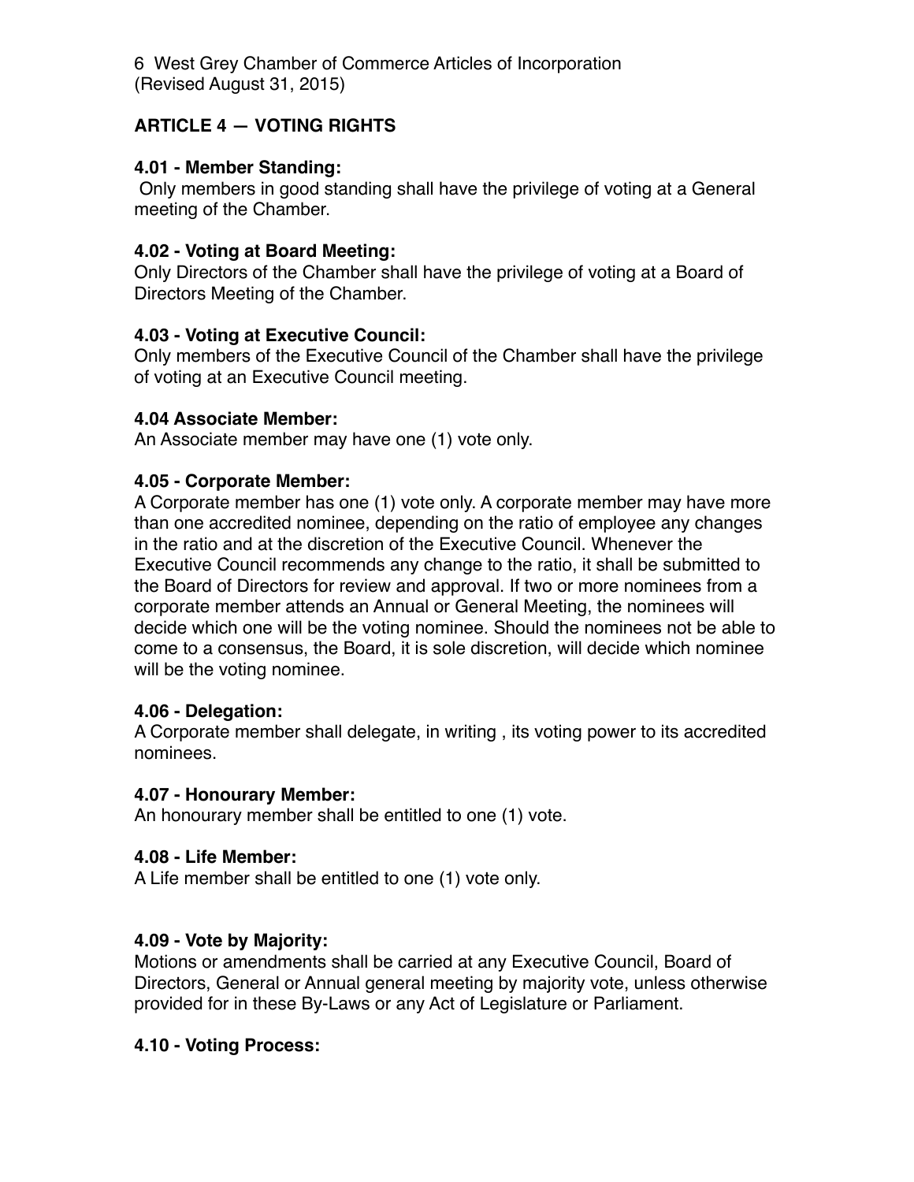## ARTICLE 4 — VOTING RIGHTS

**4.01 - Member Standing:**
Only members in good standing shall have the privilege of voting at a General meeting of the Chamber.

**4.02 - Voting at Board Meeting:**
Only Directors of the Chamber shall have the privilege of voting at a Board of Directors Meeting of the Chamber.

**4.03 - Voting at Executive Council:**
Only members of the Executive Council of the Chamber shall have the privilege of voting at an Executive Council meeting.

**4.04 Associate Member:**
An Associate member may have one (1) vote only.

**4.05 - Corporate Member:**
A Corporate member has one (1) vote only. A corporate member may have more than one accredited nominee, depending on the ratio of employee any changes in the ratio and at the discretion of the Executive Council. Whenever the Executive Council recommends any change to the ratio, it shall be submitted to the Board of Directors for review and approval. If two or more nominees from a corporate member attends an Annual or General Meeting, the nominees will decide which one will be the voting nominee. Should the nominees not be able to come to a consensus, the Board, it is sole discretion, will decide which nominee will be the voting nominee.

**4.06 - Delegation:**
A Corporate member shall delegate, in writing , its voting power to its accredited nominees.

**4.07 - Honourary Member:**
An honourary member shall be entitled to one (1) vote.

**4.08 - Life Member:**
A Life member shall be entitled to one (1) vote only.

**4.09 - Vote by Majority:**
Motions or amendments shall be carried at any Executive Council, Board of Directors, General or Annual general meeting by majority vote, unless otherwise provided for in these By-Laws or any Act of Legislature or Parliament.

**4.10 - Voting Process:**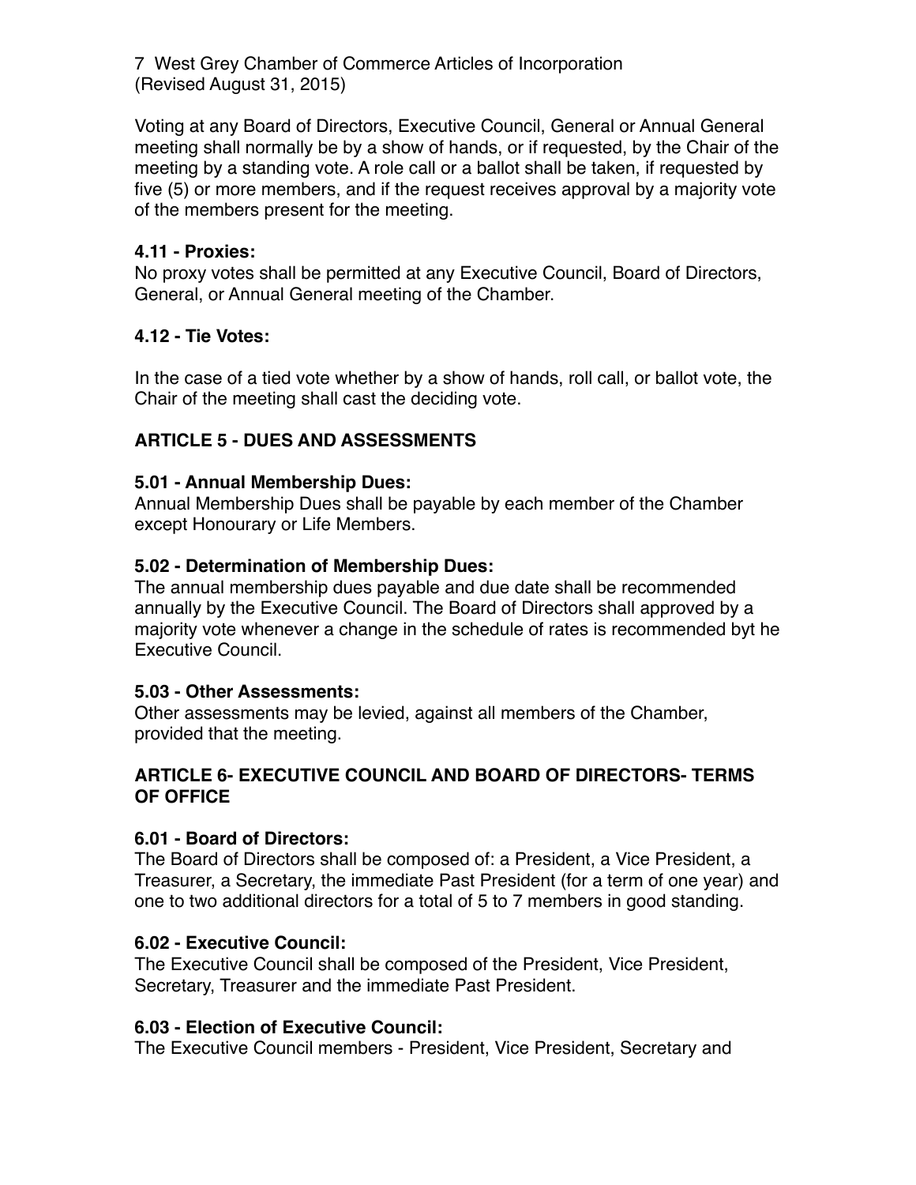Voting at any Board of Directors, Executive Council, General or Annual General meeting shall normally be by a show of hands, or if requested, by the Chair of the meeting by a standing vote. A role call or a ballot shall be taken, if requested by five (5) or more members, and if the request receives approval by a majority vote of the members present for the meeting.

#### 4.11 - Proxies:

No proxy votes shall be permitted at any Executive Council, Board of Directors, General, or Annual General meeting of the Chamber.

#### 4.12 - Tie Votes:

In the case of a tied vote whether by a show of hands, roll call, or ballot vote, the Chair of the meeting shall cast the deciding vote.

### ARTICLE 5 - DUES AND ASSESSMENTS

#### 5.01 - Annual Membership Dues:

Annual Membership Dues shall be payable by each member of the Chamber except Honourary or Life Members.

#### 5.02 - Determination of Membership Dues:

The annual membership dues payable and due date shall be recommended annually by the Executive Council. The Board of Directors shall approved by a majority vote whenever a change in the schedule of rates is recommended byt he Executive Council.

#### 5.03 - Other Assessments:

Other assessments may be levied, against all members of the Chamber, provided that the meeting.

### ARTICLE 6- EXECUTIVE COUNCIL AND BOARD OF DIRECTORS- TERMS OF OFFICE

#### 6.01 - Board of Directors:

The Board of Directors shall be composed of: a President, a Vice President, a Treasurer, a Secretary, the immediate Past President (for a term of one year) and one to two additional directors for a total of 5 to 7 members in good standing.

#### 6.02 - Executive Council:

The Executive Council shall be composed of the President, Vice President, Secretary, Treasurer and the immediate Past President.

#### 6.03 - Election of Executive Council:

The Executive Council members - President, Vice President, Secretary and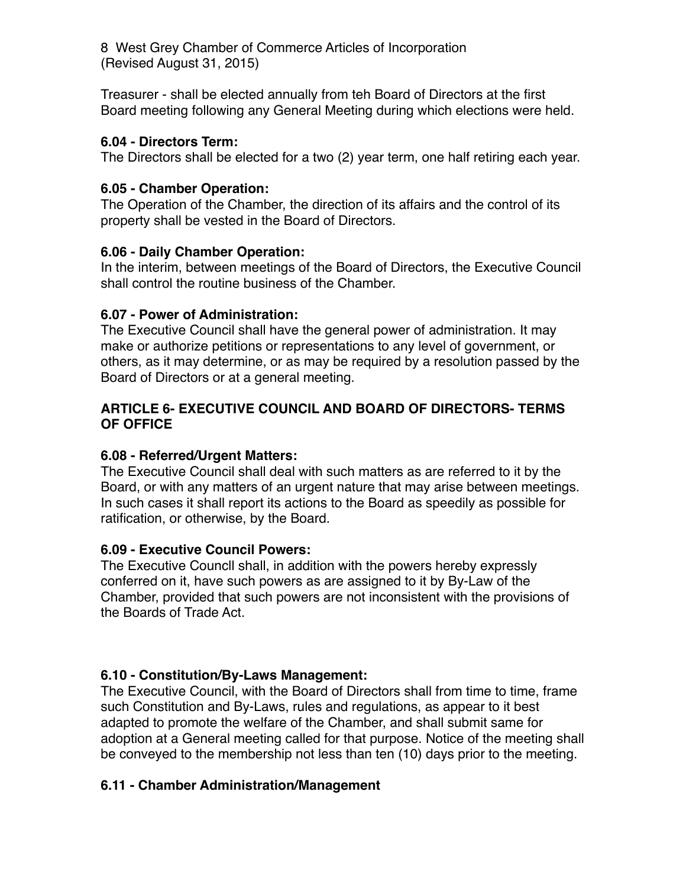Treasurer - shall be elected annually from teh Board of Directors at the first Board meeting following any General Meeting during which elections were held.

**6.04 - Directors Term:**
The Directors shall be elected for a two (2) year term, one half retiring each year.

**6.05 - Chamber Operation:**
The Operation of the Chamber, the direction of its affairs and the control of its property shall be vested in the Board of Directors.

**6.06 - Daily Chamber Operation:**
In the interim, between meetings of the Board of Directors, the Executive Council shall control the routine business of the Chamber.

**6.07 - Power of Administration:**
The Executive Council shall have the general power of administration. It may make or authorize petitions or representations to any level of government, or others, as it may determine, or as may be required by a resolution passed by the Board of Directors or at a general meeting.

**ARTICLE 6- EXECUTIVE COUNCIL AND BOARD OF DIRECTORS- TERMS OF OFFICE**

**6.08 - Referred/Urgent Matters:**
The Executive Council shall deal with such matters as are referred to it by the Board, or with any matters of an urgent nature that may arise between meetings. In such cases it shall report its actions to the Board as speedily as possible for ratification, or otherwise, by the Board.

**6.09 - Executive Council Powers:**
The Executive Councll shall, in addition with the powers hereby expressly conferred on it, have such powers as are assigned to it by By-Law of the Chamber, provided that such powers are not inconsistent with the provisions of the Boards of Trade Act.

**6.10 - Constitution/By-Laws Management:**
The Executive Council, with the Board of Directors shall from time to time, frame such Constitution and By-Laws, rules and regulations, as appear to it best adapted to promote the welfare of the Chamber, and shall submit same for adoption at a General meeting called for that purpose. Notice of the meeting shall be conveyed to the membership not less than ten (10) days prior to the meeting.

**6.11 - Chamber Administration/Management**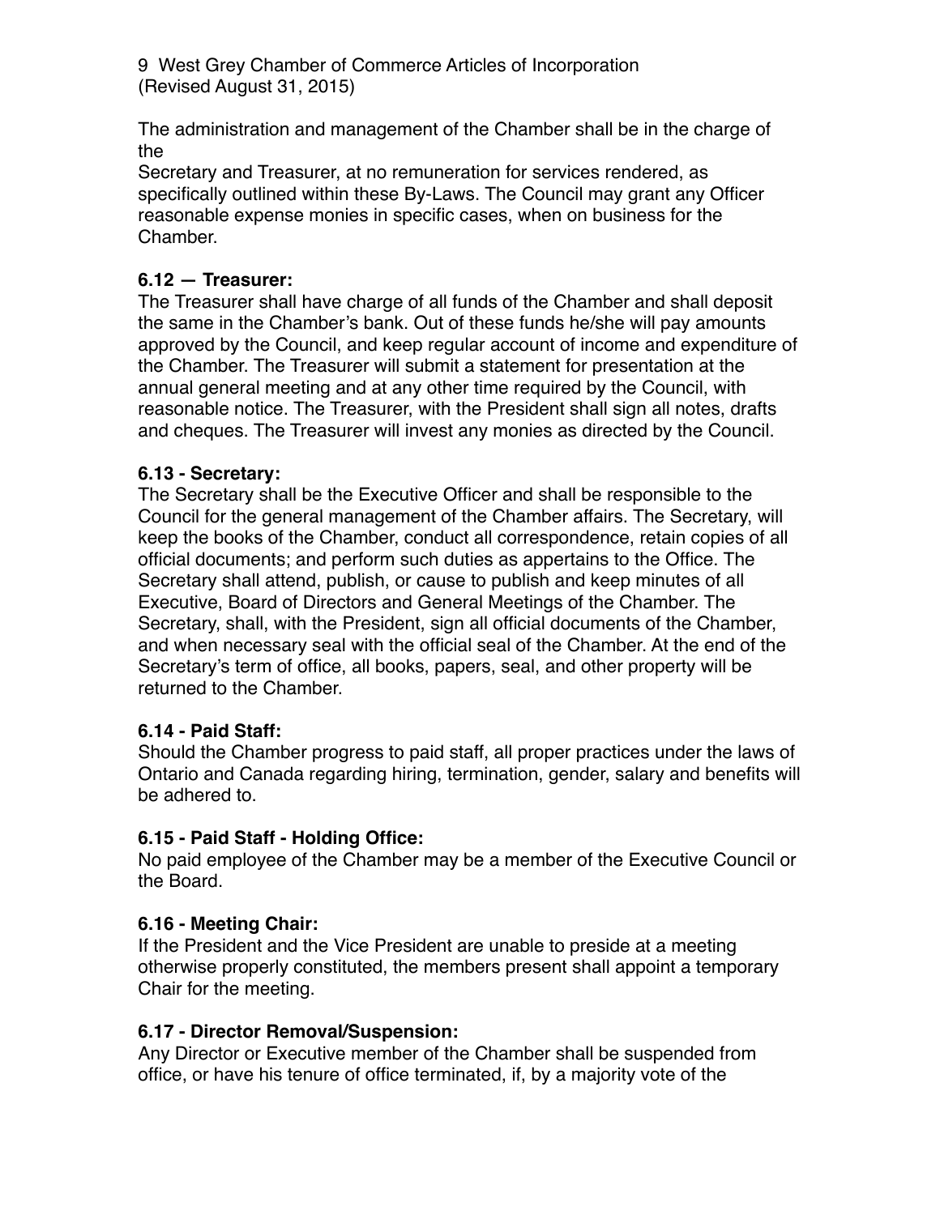The administration and management of the Chamber shall be in the charge of the Secretary and Treasurer, at no remuneration for services rendered, as specifically outlined within these By-Laws. The Council may grant any Officer reasonable expense monies in specific cases, when on business for the Chamber.

**6.12 — Treasurer:**
The Treasurer shall have charge of all funds of the Chamber and shall deposit the same in the Chamber's bank. Out of these funds he/she will pay amounts approved by the Council, and keep regular account of income and expenditure of the Chamber. The Treasurer will submit a statement for presentation at the annual general meeting and at any other time required by the Council, with reasonable notice. The Treasurer, with the President shall sign all notes, drafts and cheques. The Treasurer will invest any monies as directed by the Council.

**6.13 - Secretary:**
The Secretary shall be the Executive Officer and shall be responsible to the Council for the general management of the Chamber affairs. The Secretary, will keep the books of the Chamber, conduct all correspondence, retain copies of all official documents; and perform such duties as appertains to the Office. The Secretary shall attend, publish, or cause to publish and keep minutes of all Executive, Board of Directors and General Meetings of the Chamber. The Secretary, shall, with the President, sign all official documents of the Chamber, and when necessary seal with the official seal of the Chamber. At the end of the Secretary's term of office, all books, papers, seal, and other property will be returned to the Chamber.

**6.14 - Paid Staff:**
Should the Chamber progress to paid staff, all proper practices under the laws of Ontario and Canada regarding hiring, termination, gender, salary and benefits will be adhered to.

**6.15 - Paid Staff - Holding Office:**
No paid employee of the Chamber may be a member of the Executive Council or the Board.

**6.16 - Meeting Chair:**
If the President and the Vice President are unable to preside at a meeting otherwise properly constituted, the members present shall appoint a temporary Chair for the meeting.

**6.17 - Director Removal/Suspension:**
Any Director or Executive member of the Chamber shall be suspended from office, or have his tenure of office terminated, if, by a majority vote of the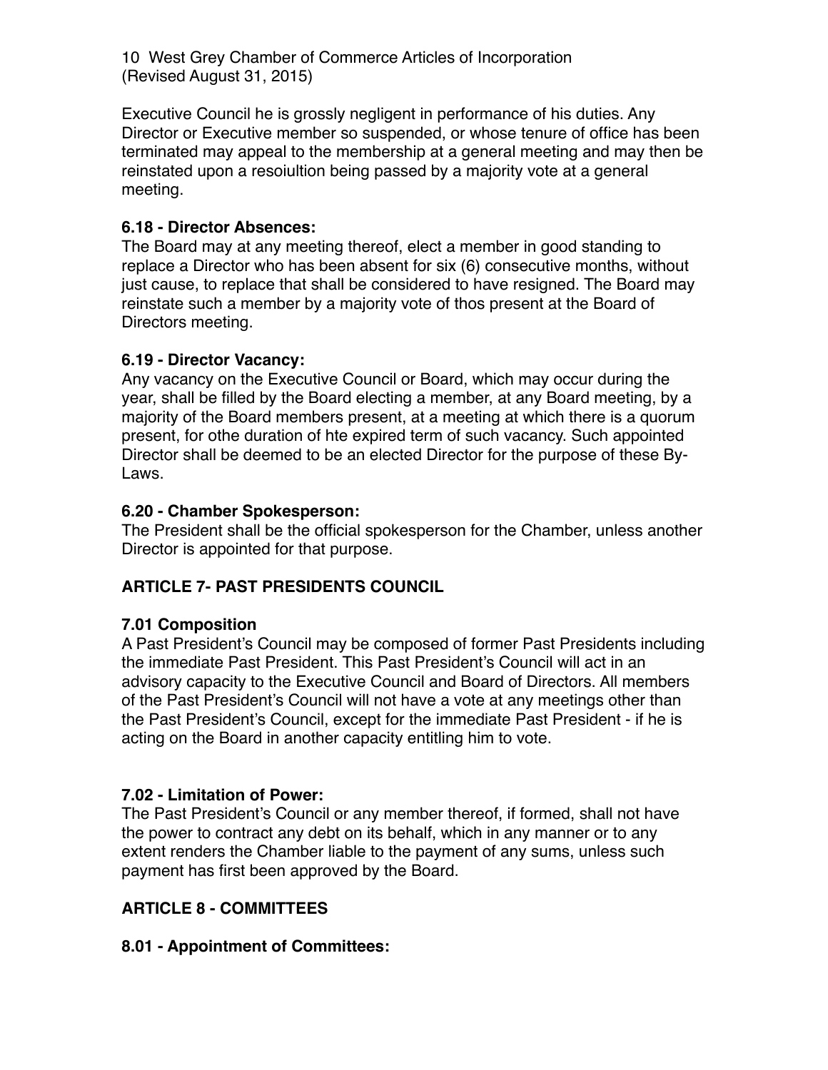Executive Council he is grossly negligent in performance of his duties. Any Director or Executive member so suspended, or whose tenure of office has been terminated may appeal to the membership at a general meeting and may then be reinstated upon a resoiultion being passed by a majority vote at a general meeting.

**6.18 - Director Absences:**
The Board may at any meeting thereof, elect a member in good standing to replace a Director who has been absent for six (6) consecutive months, without just cause, to replace that shall be considered to have resigned. The Board may reinstate such a member by a majority vote of thos present at the Board of Directors meeting.

**6.19 - Director Vacancy:**
Any vacancy on the Executive Council or Board, which may occur during the year, shall be filled by the Board electing a member, at any Board meeting, by a majority of the Board members present, at a meeting at which there is a quorum present, for othe duration of hte expired term of such vacancy. Such appointed Director shall be deemed to be an elected Director for the purpose of these By-Laws.

**6.20 - Chamber Spokesperson:**
The President shall be the official spokesperson for the Chamber, unless another Director is appointed for that purpose.

## ARTICLE 7- PAST PRESIDENTS COUNCIL

**7.01 Composition**
A Past President's Council may be composed of former Past Presidents including the immediate Past President. This Past President's Council will act in an advisory capacity to the Executive Council and Board of Directors. All members of the Past President's Council will not have a vote at any meetings other than the Past President's Council, except for the immediate Past President - if he is acting on the Board in another capacity entitling him to vote.

**7.02 - Limitation of Power:**
The Past President's Council or any member thereof, if formed, shall not have the power to contract any debt on its behalf, which in any manner or to any extent renders the Chamber liable to the payment of any sums, unless such payment has first been approved by the Board.

## ARTICLE 8 - COMMITTEES

**8.01 - Appointment of Committees:**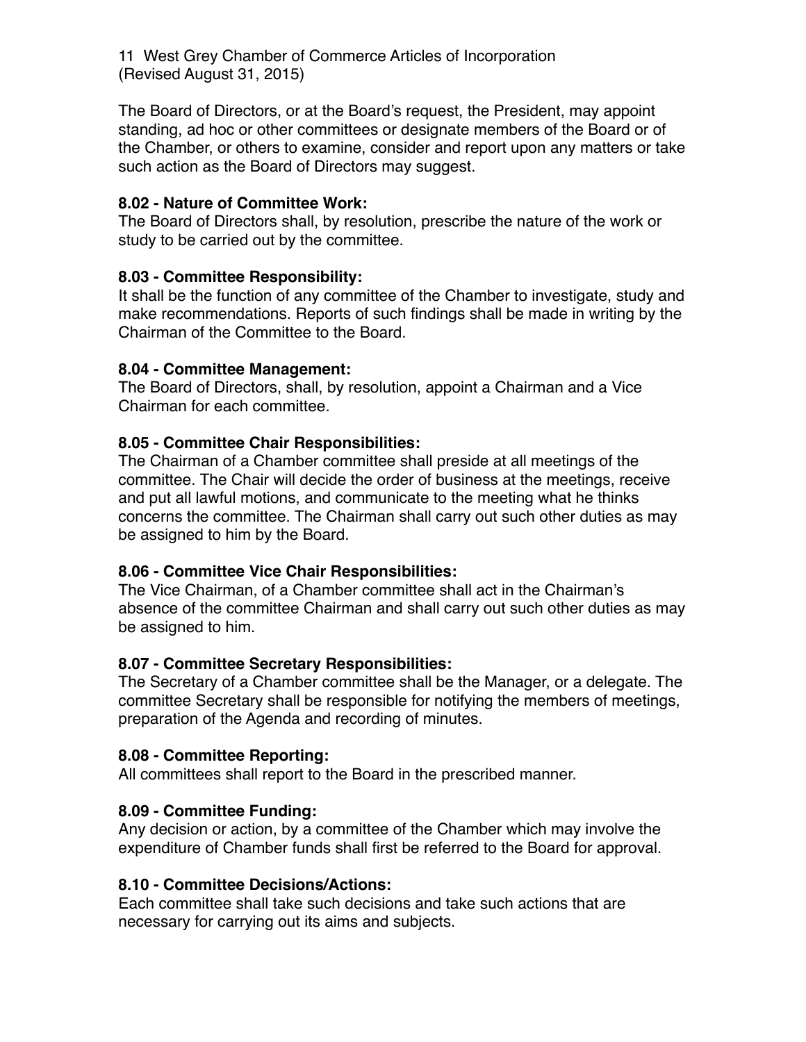The Board of Directors, or at the Board's request, the President, may appoint standing, ad hoc or other committees or designate members of the Board or of the Chamber, or others to examine, consider and report upon any matters or take such action as the Board of Directors may suggest.

**8.02 - Nature of Committee Work:**
The Board of Directors shall, by resolution, prescribe the nature of the work or study to be carried out by the committee.

**8.03 - Committee Responsibility:**
It shall be the function of any committee of the Chamber to investigate, study and make recommendations. Reports of such findings shall be made in writing by the Chairman of the Committee to the Board.

**8.04 - Committee Management:**
The Board of Directors, shall, by resolution, appoint a Chairman and a Vice Chairman for each committee.

**8.05 - Committee Chair Responsibilities:**
The Chairman of a Chamber committee shall preside at all meetings of the committee. The Chair will decide the order of business at the meetings, receive and put all lawful motions, and communicate to the meeting what he thinks concerns the committee. The Chairman shall carry out such other duties as may be assigned to him by the Board.

**8.06 - Committee Vice Chair Responsibilities:**
The Vice Chairman, of a Chamber committee shall act in the Chairman's absence of the committee Chairman and shall carry out such other duties as may be assigned to him.

**8.07 - Committee Secretary Responsibilities:**
The Secretary of a Chamber committee shall be the Manager, or a delegate. The committee Secretary shall be responsible for notifying the members of meetings, preparation of the Agenda and recording of minutes.

**8.08 - Committee Reporting:**
All committees shall report to the Board in the prescribed manner.

**8.09 - Committee Funding:**
Any decision or action, by a committee of the Chamber which may involve the expenditure of Chamber funds shall first be referred to the Board for approval.

**8.10 - Committee Decisions/Actions:**
Each committee shall take such decisions and take such actions that are necessary for carrying out its aims and subjects.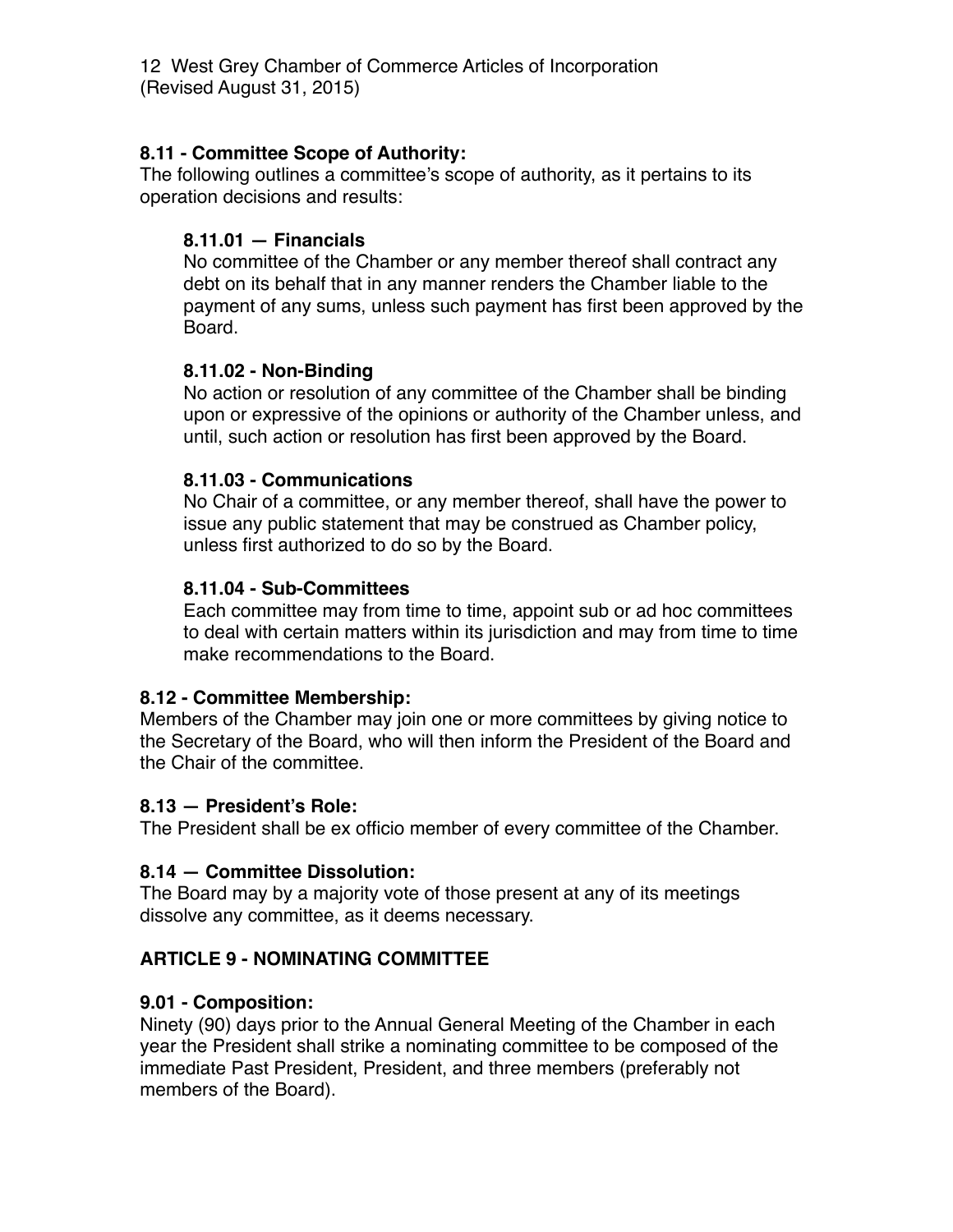**8.11 - Committee Scope of Authority:**
The following outlines a committee's scope of authority, as it pertains to its operation decisions and results:

**8.11.01 — Financials**
No committee of the Chamber or any member thereof shall contract any debt on its behalf that in any manner renders the Chamber liable to the payment of any sums, unless such payment has first been approved by the Board.

**8.11.02 - Non-Binding**
No action or resolution of any committee of the Chamber shall be binding upon or expressive of the opinions or authority of the Chamber unless, and until, such action or resolution has first been approved by the Board.

**8.11.03 - Communications**
No Chair of a committee, or any member thereof, shall have the power to issue any public statement that may be construed as Chamber policy, unless first authorized to do so by the Board.

**8.11.04 - Sub-Committees**
Each committee may from time to time, appoint sub or ad hoc committees to deal with certain matters within its jurisdiction and may from time to time make recommendations to the Board.

**8.12 - Committee Membership:**
Members of the Chamber may join one or more committees by giving notice to the Secretary of the Board, who will then inform the President of the Board and the Chair of the committee.

**8.13 — President's Role:**
The President shall be ex officio member of every committee of the Chamber.

**8.14 — Committee Dissolution:**
The Board may by a majority vote of those present at any of its meetings dissolve any committee, as it deems necessary.

## ARTICLE 9 - NOMINATING COMMITTEE

**9.01 - Composition:**
Ninety (90) days prior to the Annual General Meeting of the Chamber in each year the President shall strike a nominating committee to be composed of the immediate Past President, President, and three members (preferably not members of the Board).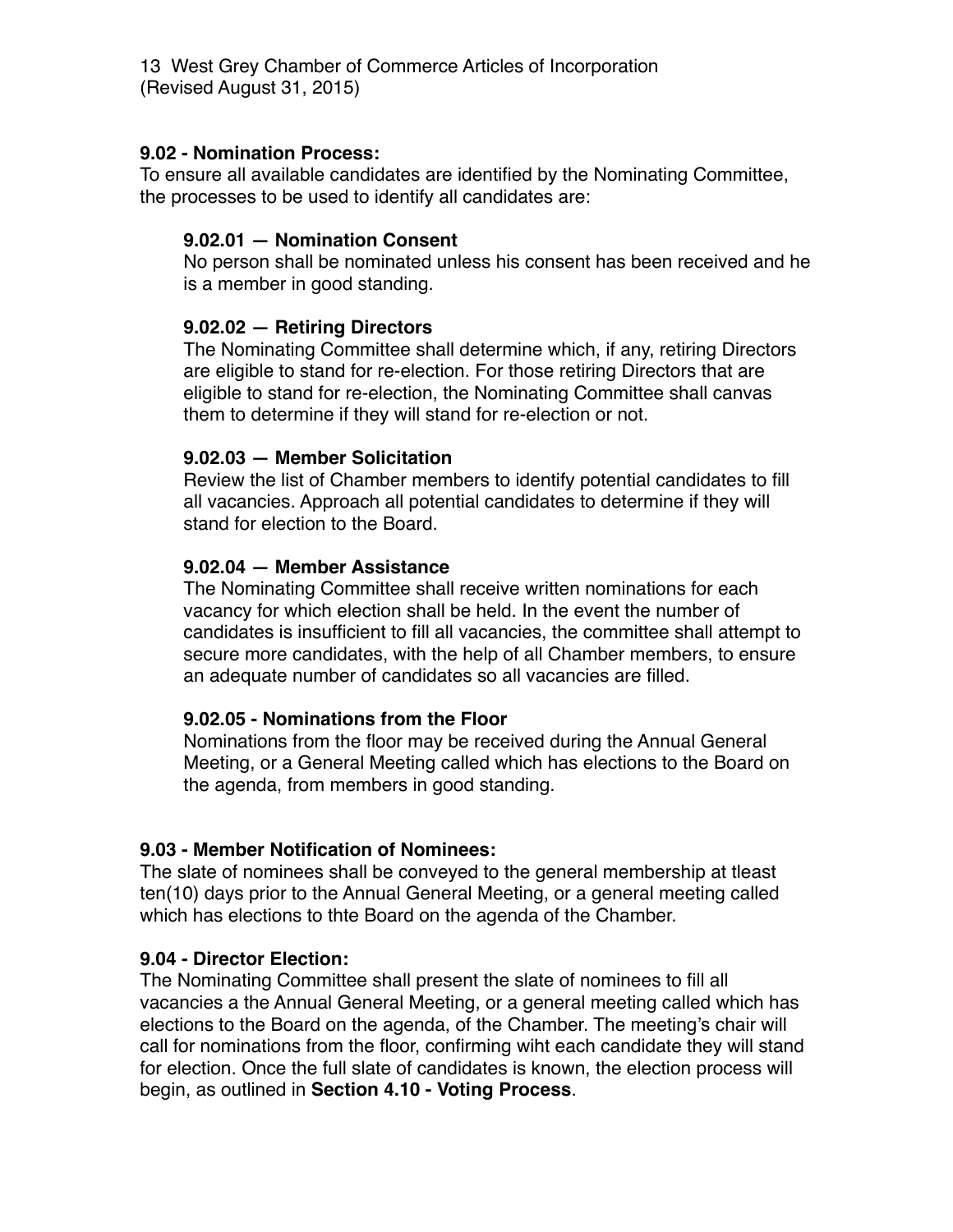**9.02 - Nomination Process:**

To ensure all available candidates are identified by the Nominating Committee, the processes to be used to identify all candidates are:

**9.02.01 — Nomination Consent**

No person shall be nominated unless his consent has been received and he is a member in good standing.

**9.02.02 — Retiring Directors**

The Nominating Committee shall determine which, if any, retiring Directors are eligible to stand for re-election. For those retiring Directors that are eligible to stand for re-election, the Nominating Committee shall canvas them to determine if they will stand for re-election or not.

**9.02.03 — Member Solicitation**

Review the list of Chamber members to identify potential candidates to fill all vacancies. Approach all potential candidates to determine if they will stand for election to the Board.

**9.02.04 — Member Assistance**

The Nominating Committee shall receive written nominations for each vacancy for which election shall be held. In the event the number of candidates is insufficient to fill all vacancies, the committee shall attempt to secure more candidates, with the help of all Chamber members, to ensure an adequate number of candidates so all vacancies are filled.

**9.02.05 - Nominations from the Floor**

Nominations from the floor may be received during the Annual General Meeting, or a General Meeting called which has elections to the Board on the agenda, from members in good standing.

**9.03 - Member Notification of Nominees:**

The slate of nominees shall be conveyed to the general membership at tleast ten(10) days prior to the Annual General Meeting, or a general meeting called which has elections to thte Board on the agenda of the Chamber.

**9.04 - Director Election:**

The Nominating Committee shall present the slate of nominees to fill all vacancies a the Annual General Meeting, or a general meeting called which has elections to the Board on the agenda, of the Chamber. The meeting's chair will call for nominations from the floor, confirming wiht each candidate they will stand for election. Once the full slate of candidates is known, the election process will begin, as outlined in **Section 4.10 - Voting Process**.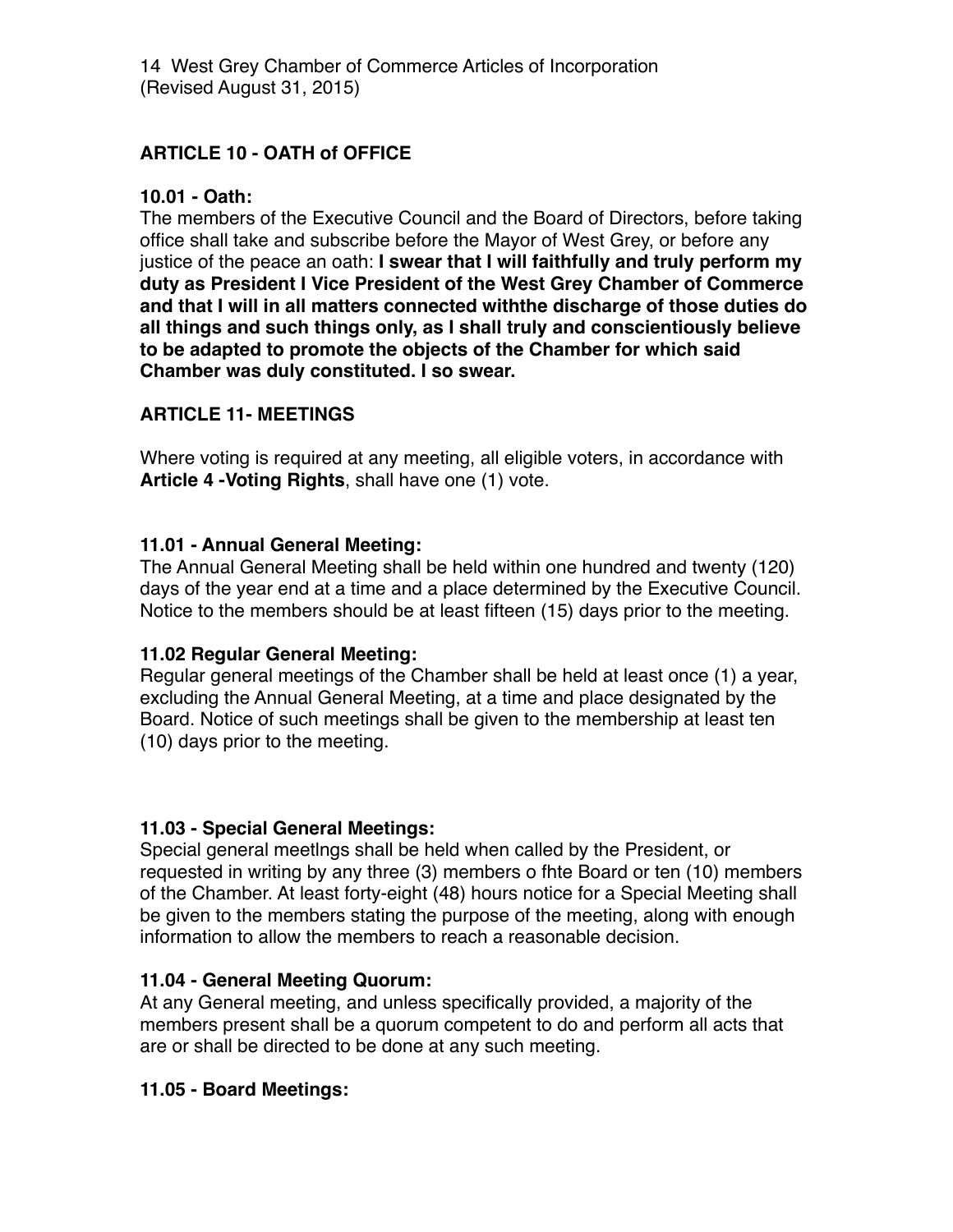## ARTICLE 10 - OATH of OFFICE

### 10.01 - Oath:

The members of the Executive Council and the Board of Directors, before taking office shall take and subscribe before the Mayor of West Grey, or before any justice of the peace an oath: **I swear that I will faithfully and truly perform my duty as President I Vice President of the West Grey Chamber of Commerce and that I will in all matters connected withthe discharge of those duties do all things and such things only, as I shall truly and conscientiously believe to be adapted to promote the objects of the Chamber for which said Chamber was duly constituted. I so swear.**

## ARTICLE 11- MEETINGS

Where voting is required at any meeting, all eligible voters, in accordance with **Article 4 -Voting Rights**, shall have one (1) vote.

### 11.01 - Annual General Meeting:

The Annual General Meeting shall be held within one hundred and twenty (120) days of the year end at a time and a place determined by the Executive Council. Notice to the members should be at least fifteen (15) days prior to the meeting.

### 11.02 Regular General Meeting:

Regular general meetings of the Chamber shall be held at least once (1) a year, excluding the Annual General Meeting, at a time and place designated by the Board. Notice of such meetings shall be given to the membership at least ten (10) days prior to the meeting.

### 11.03 - Special General Meetings:

Special general meetIngs shall be held when called by the President, or requested in writing by any three (3) members o fhte Board or ten (10) members of the Chamber. At least forty-eight (48) hours notice for a Special Meeting shall be given to the members stating the purpose of the meeting, along with enough information to allow the members to reach a reasonable decision.

### 11.04 - General Meeting Quorum:

At any General meeting, and unless specifically provided, a majority of the members present shall be a quorum competent to do and perform all acts that are or shall be directed to be done at any such meeting.

### 11.05 - Board Meetings: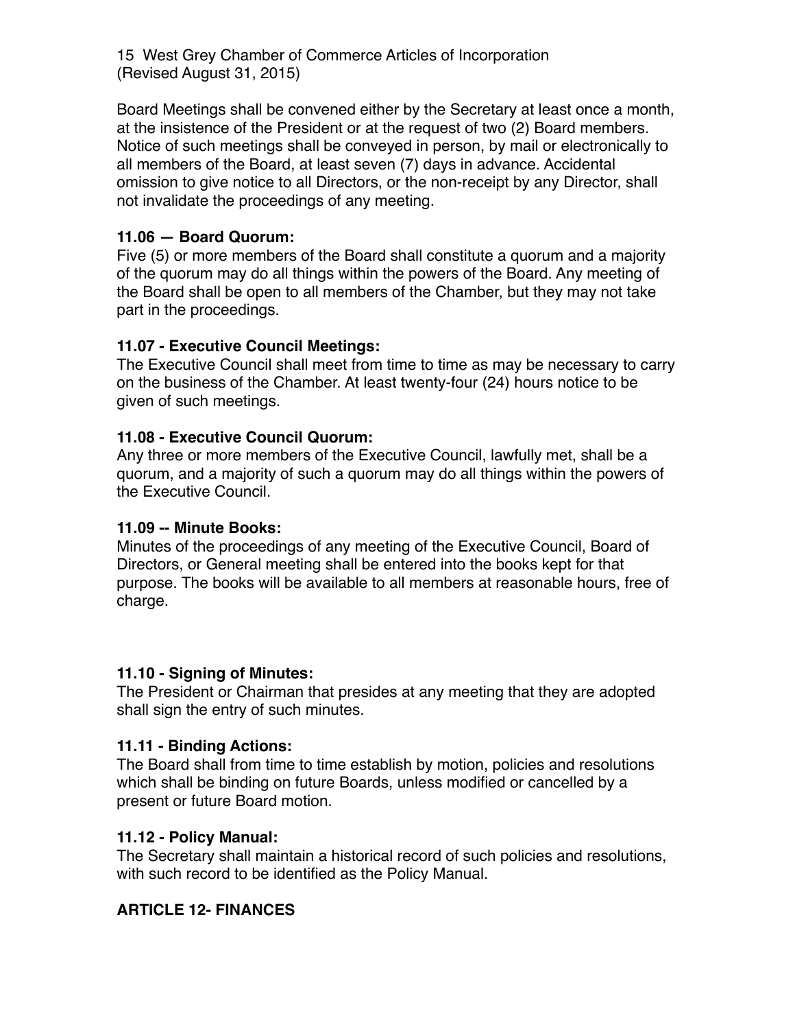Board Meetings shall be convened either by the Secretary at least once a month, at the insistence of the President or at the request of two (2) Board members. Notice of such meetings shall be conveyed in person, by mail or electronically to all members of the Board, at least seven (7) days in advance. Accidental omission to give notice to all Directors, or the non-receipt by any Director, shall not invalidate the proceedings of any meeting.

**11.06 — Board Quorum:**
Five (5) or more members of the Board shall constitute a quorum and a majority of the quorum may do all things within the powers of the Board. Any meeting of the Board shall be open to all members of the Chamber, but they may not take part in the proceedings.

**11.07 - Executive Council Meetings:**
The Executive Council shall meet from time to time as may be necessary to carry on the business of the Chamber. At least twenty-four (24) hours notice to be given of such meetings.

**11.08 - Executive Council Quorum:**
Any three or more members of the Executive Council, lawfully met, shall be a quorum, and a majority of such a quorum may do all things within the powers of the Executive Council.

**11.09 -- Minute Books:**
Minutes of the proceedings of any meeting of the Executive Council, Board of Directors, or General meeting shall be entered into the books kept for that purpose. The books will be available to all members at reasonable hours, free of charge.

**11.10 - Signing of Minutes:**
The President or Chairman that presides at any meeting that they are adopted shall sign the entry of such minutes.

**11.11 - Binding Actions:**
The Board shall from time to time establish by motion, policies and resolutions which shall be binding on future Boards, unless modified or cancelled by a present or future Board motion.

**11.12 - Policy Manual:**
The Secretary shall maintain a historical record of such policies and resolutions, with such record to be identified as the Policy Manual.

**ARTICLE 12- FINANCES**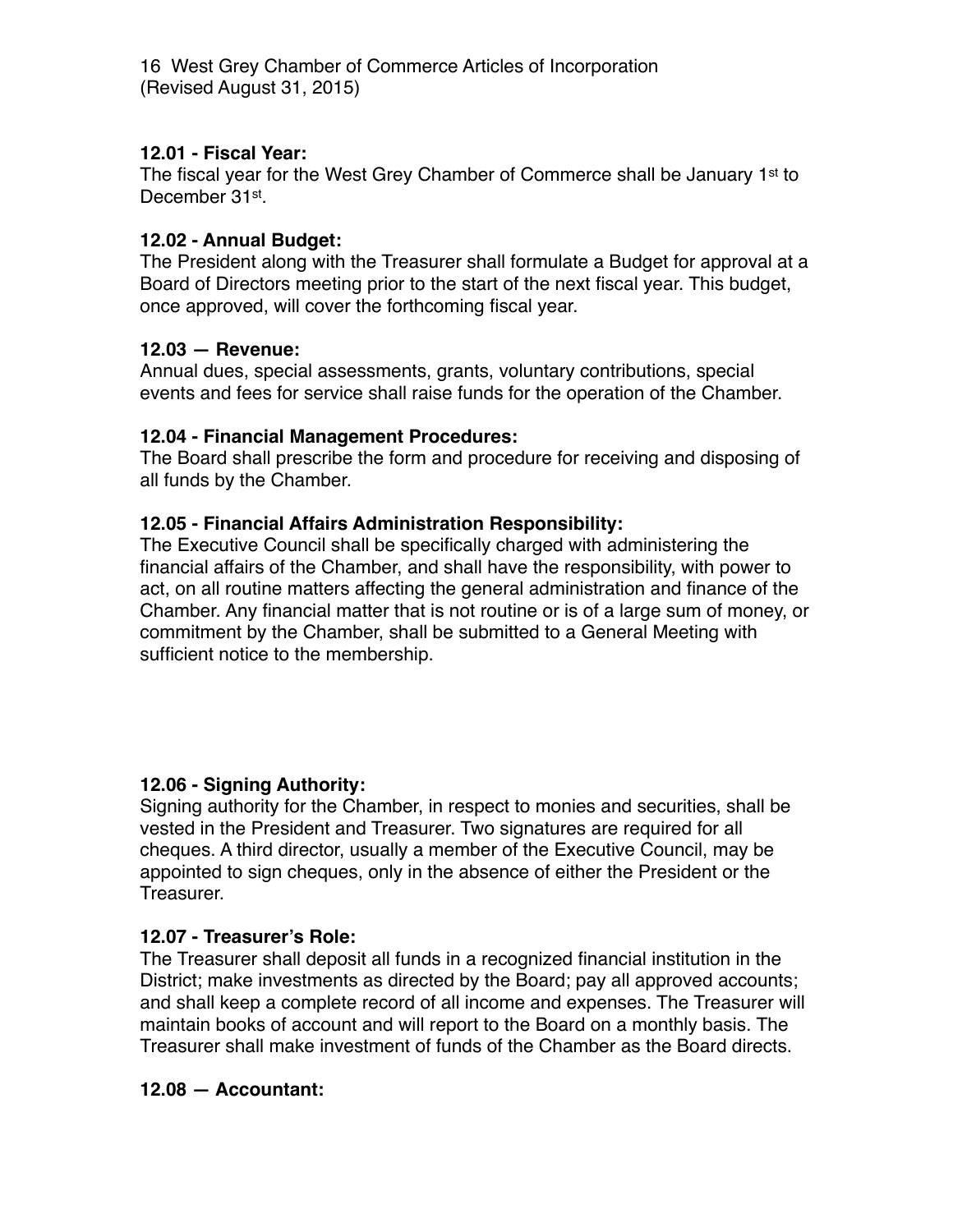**12.01 - Fiscal Year:**
The fiscal year for the West Grey Chamber of Commerce shall be January 1st to December 31st.

**12.02 - Annual Budget:**
The President along with the Treasurer shall formulate a Budget for approval at a Board of Directors meeting prior to the start of the next fiscal year. This budget, once approved, will cover the forthcoming fiscal year.

**12.03 — Revenue:**
Annual dues, special assessments, grants, voluntary contributions, special events and fees for service shall raise funds for the operation of the Chamber.

**12.04 - Financial Management Procedures:**
The Board shall prescribe the form and procedure for receiving and disposing of all funds by the Chamber.

**12.05 - Financial Affairs Administration Responsibility:**
The Executive Council shall be specifically charged with administering the financial affairs of the Chamber, and shall have the responsibility, with power to act, on all routine matters affecting the general administration and finance of the Chamber. Any financial matter that is not routine or is of a large sum of money, or commitment by the Chamber, shall be submitted to a General Meeting with sufficient notice to the membership.

**12.06 - Signing Authority:**
Signing authority for the Chamber, in respect to monies and securities, shall be vested in the President and Treasurer. Two signatures are required for all cheques. A third director, usually a member of the Executive Council, may be appointed to sign cheques, only in the absence of either the President or the Treasurer.

**12.07 - Treasurer's Role:**
The Treasurer shall deposit all funds in a recognized financial institution in the District; make investments as directed by the Board; pay all approved accounts; and shall keep a complete record of all income and expenses. The Treasurer will maintain books of account and will report to the Board on a monthly basis. The Treasurer shall make investment of funds of the Chamber as the Board directs.

**12.08 — Accountant:**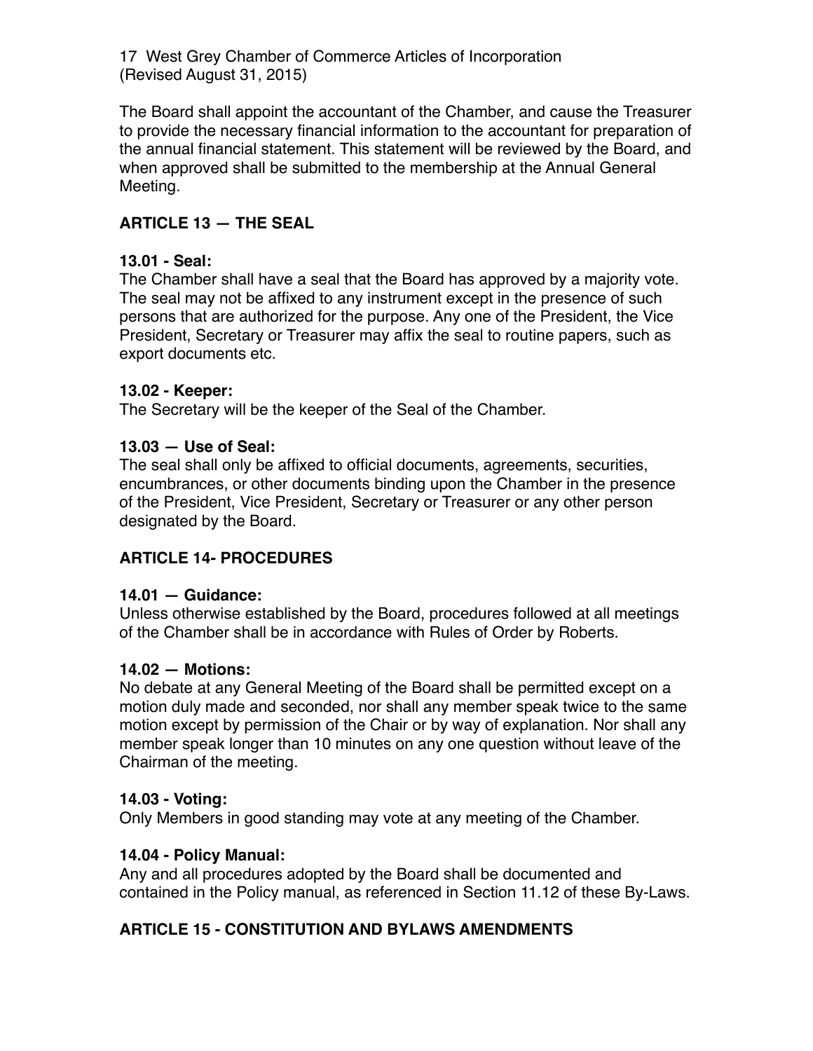The Board shall appoint the accountant of the Chamber, and cause the Treasurer to provide the necessary financial information to the accountant for preparation of the annual financial statement. This statement will be reviewed by the Board, and when approved shall be submitted to the membership at the Annual General Meeting.

## ARTICLE 13 — THE SEAL

### 13.01 - Seal:

The Chamber shall have a seal that the Board has approved by a majority vote. The seal may not be affixed to any instrument except in the presence of such persons that are authorized for the purpose. Any one of the President, the Vice President, Secretary or Treasurer may affix the seal to routine papers, such as export documents etc.

### 13.02 - Keeper:

The Secretary will be the keeper of the Seal of the Chamber.

### 13.03 — Use of Seal:

The seal shall only be affixed to official documents, agreements, securities, encumbrances, or other documents binding upon the Chamber in the presence of the President, Vice President, Secretary or Treasurer or any other person designated by the Board.

## ARTICLE 14- PROCEDURES

### 14.01 — Guidance:

Unless otherwise established by the Board, procedures followed at all meetings of the Chamber shall be in accordance with Rules of Order by Roberts.

### 14.02 — Motions:

No debate at any General Meeting of the Board shall be permitted except on a motion duly made and seconded, nor shall any member speak twice to the same motion except by permission of the Chair or by way of explanation. Nor shall any member speak longer than 10 minutes on any one question without leave of the Chairman of the meeting.

### 14.03 - Voting:

Only Members in good standing may vote at any meeting of the Chamber.

### 14.04 - Policy Manual:

Any and all procedures adopted by the Board shall be documented and contained in the Policy manual, as referenced in Section 11.12 of these By-Laws.

## ARTICLE 15 - CONSTITUTION AND BYLAWS AMENDMENTS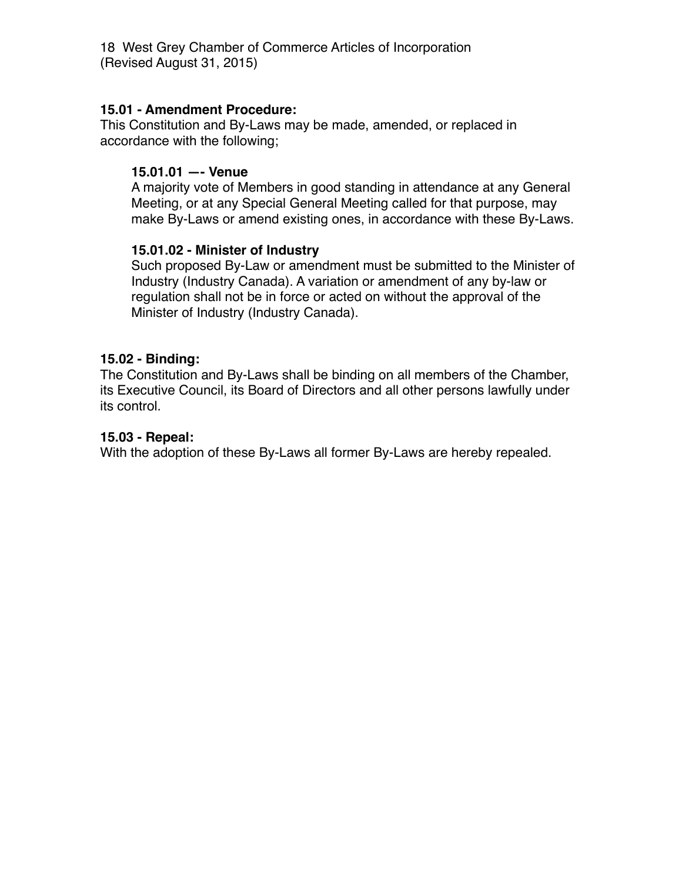**15.01 - Amendment Procedure:**
This Constitution and By-Laws may be made, amended, or replaced in accordance with the following;

**15.01.01 —- Venue**
A majority vote of Members in good standing in attendance at any General Meeting, or at any Special General Meeting called for that purpose, may make By-Laws or amend existing ones, in accordance with these By-Laws.

**15.01.02 - Minister of Industry**
Such proposed By-Law or amendment must be submitted to the Minister of Industry (Industry Canada). A variation or amendment of any by-law or regulation shall not be in force or acted on without the approval of the Minister of Industry (Industry Canada).

**15.02 - Binding:**
The Constitution and By-Laws shall be binding on all members of the Chamber, its Executive Council, its Board of Directors and all other persons lawfully under its control.

**15.03 - Repeal:**
With the adoption of these By-Laws all former By-Laws are hereby repealed.